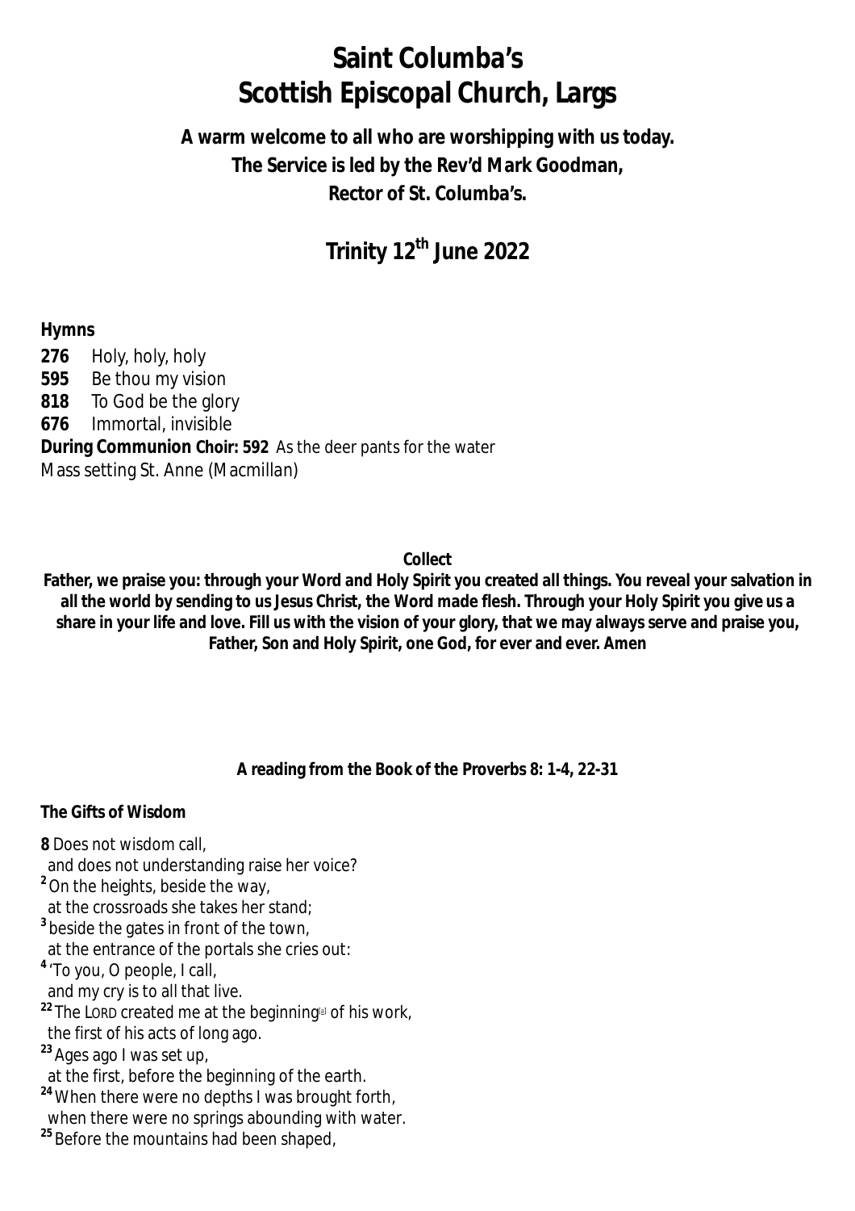# Saint Columba's
# Scottish Episcopal Church, Largs

**A warm welcome to all who are worshipping with us today.**
**The Service is led by the Rev'd Mark Goodman,**
**Rector of St. Columba's.**

## Trinity 12th June 2022

**Hymns**

**276** Holy, holy, holy
**595** Be thou my vision
**818** To God be the glory
**676** Immortal, invisible
**During Communion Choir: 592** As the deer pants for the water
Mass setting St. Anne (Macmillan)

**Collect**

**Father, we praise you: through your Word and Holy Spirit you created all things. You reveal your salvation in all the world by sending to us Jesus Christ, the Word made flesh. Through your Holy Spirit you give us a share in your life and love. Fill us with the vision of your glory, that we may always serve and praise you, Father, Son and Holy Spirit, one God, for ever and ever. Amen**

**A reading from the Book of the Proverbs 8: 1-4, 22-31**

**The Gifts of Wisdom**

**8** Does not wisdom call,
and does not understanding raise her voice?
**2** On the heights, beside the way,
at the crossroads she takes her stand;
**3** beside the gates in front of the town,
at the entrance of the portals she cries out:
**4** 'To you, O people, I call,
and my cry is to all that live.
**22** The LORD created me at the beginning[a] of his work,
the first of his acts of long ago.
**23** Ages ago I was set up,
at the first, before the beginning of the earth.
**24** When there were no depths I was brought forth,
when there were no springs abounding with water.
**25** Before the mountains had been shaped,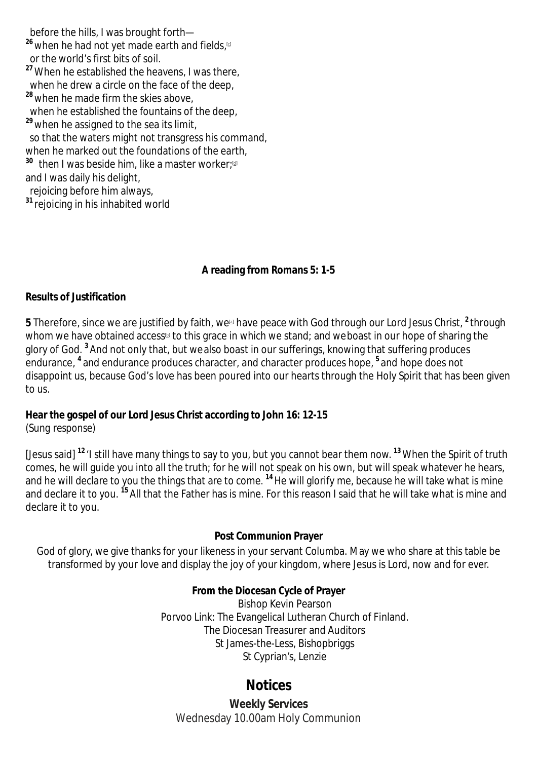before the hills, I was brought forth—
[26] when he had not yet made earth and fields,[c]
or the world's first bits of soil.
[27] When he established the heavens, I was there,
when he drew a circle on the face of the deep,
[28] when he made firm the skies above,
when he established the fountains of the deep,
[29] when he assigned to the sea its limit,
so that the waters might not transgress his command,
when he marked out the foundations of the earth,
[30] then I was beside him, like a master worker;[d]
and I was daily his delight,
rejoicing before him always,
[31] rejoicing in his inhabited world

**A reading from Romans 5: 1-5**

**Results of Justification**

**5** Therefore, since we are justified by faith, we[a] have peace with God through our Lord Jesus Christ, [2] through whom we have obtained access[b] to this grace in which we stand; and we boast in our hope of sharing the glory of God. [3] And not only that, but we also boast in our sufferings, knowing that suffering produces endurance, [4] and endurance produces character, and character produces hope, [5] and hope does not disappoint us, because God's love has been poured into our hearts through the Holy Spirit that has been given to us.

**Hear the gospel of our Lord Jesus Christ according to John 16: 12-15**
(Sung response)

[Jesus said] [12] 'I still have many things to say to you, but you cannot bear them now. [13] When the Spirit of truth comes, he will guide you into all the truth; for he will not speak on his own, but will speak whatever he hears, and he will declare to you the things that are to come. [14] He will glorify me, because he will take what is mine and declare it to you. [15] All that the Father has is mine. For this reason I said that he will take what is mine and declare it to you.

**Post Communion Prayer**

God of glory, we give thanks for your likeness in your servant Columba. May we who share at this table be transformed by your love and display the joy of your kingdom, where Jesus is Lord, now and for ever.

**From the Diocesan Cycle of Prayer**

Bishop Kevin Pearson
Porvoo Link: The Evangelical Lutheran Church of Finland.
The Diocesan Treasurer and Auditors
St James-the-Less, Bishopbriggs
St Cyprian's, Lenzie

# Notices

**Weekly Services**
Wednesday 10.00am Holy Communion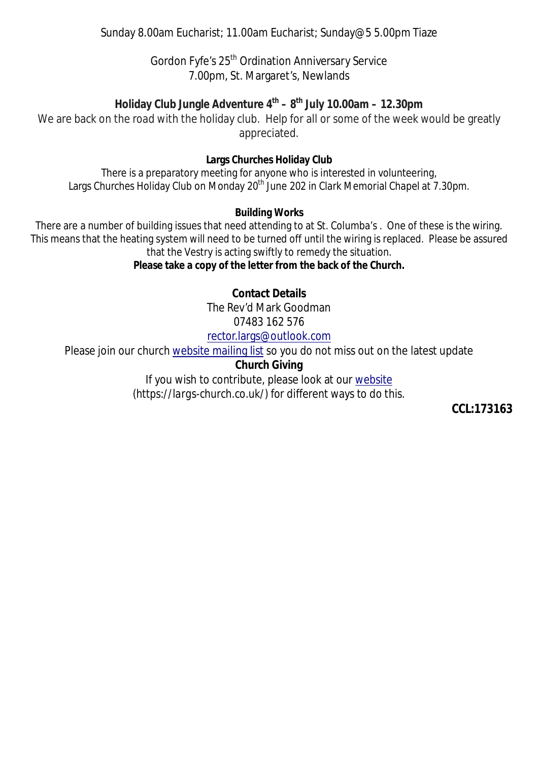Sunday 8.00am Eucharist; 11.00am Eucharist; Sunday@5 5.00pm Tiaze

Gordon Fyfe's 25th Ordination Anniversary Service
7.00pm, St. Margaret's, Newlands

**Holiday Club Jungle Adventure 4th – 8th July 10.00am – 12.30pm**

We are back on the road with the holiday club. Help for all or some of the week would be greatly appreciated.

**Largs Churches Holiday Club**

There is a preparatory meeting for anyone who is interested in volunteering, Largs Churches Holiday Club on Monday 20th June 202 in Clark Memorial Chapel at 7.30pm.

**Building Works**

There are a number of building issues that need attending to at St. Columba's . One of these is the wiring. This means that the heating system will need to be turned off until the wiring is replaced. Please be assured that the Vestry is acting swiftly to remedy the situation.

**Please take a copy of the letter from the back of the Church.**

**Contact Details**

The Rev'd Mark Goodman
07483 162 576
rector.largs@outlook.com

Please join our church website mailing list so you do not miss out on the latest update

**Church Giving**

If you wish to contribute, please look at our website (https://largs-church.co.uk/) for different ways to do this.

**CCL:173163**